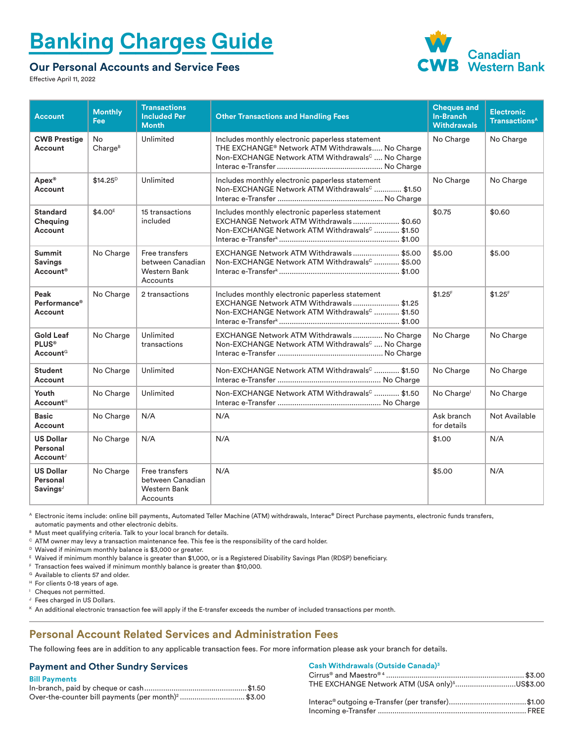// Some notes are needed below

# Banking Charges Guide

## Our Personal Accounts and Service Fees

Effective April 11, 2022

Canadian Western Bank

| Account | Monthly Fee | Transactions Included Per Month | Other Transactions and Handling Fees | Cheques and In-Branch Withdrawals | Electronic Transactions[A] |
|---|---|---|---|---|---|
| **CWB Prestige Account** | No Charge[B] | Unlimited | Includes monthly electronic paperless statement<br>THE EXCHANGE® Network ATM Withdrawals..... No Charge<br>Non-EXCHANGE Network ATM Withdrawals[C] .... No Charge<br>Interac e-Transfer .... No Charge | No Charge | No Charge |
| **Apex® Account** | $14.25[D] | Unlimited | Includes monthly electronic paperless statement<br>Non-EXCHANGE Network ATM Withdrawals[C] .... $1.50<br>Interac e-Transfer .... No Charge | No Charge | No Charge |
| **Standard Chequing Account** | $4.00[E] | 15 transactions included | Includes monthly electronic paperless statement<br>EXCHANGE Network ATM Withdrawals .... $0.60<br>Non-EXCHANGE Network ATM Withdrawals[C] .... $1.50<br>Interac e-Transfer[K] .... $1.00 | $0.75 | $0.60 |
| **Summit Savings Account®** | No Charge | Free transfers between Canadian Western Bank Accounts | EXCHANGE Network ATM Withdrawals .... $5.00<br>Non-EXCHANGE Network ATM Withdrawals[C] .... $5.00<br>Interac e-Transfer[K] .... $1.00 | $5.00 | $5.00 |
| **Peak Performance® Account** | No Charge | 2 transactions | Includes monthly electronic paperless statement<br>EXCHANGE Network ATM Withdrawals .... $1.25<br>Non-EXCHANGE Network ATM Withdrawals[C] .... $1.50<br>Interac e-Transfer[K] .... $1.00 | $1.25[F] | $1.25[F] |
| **Gold Leaf PLUS® Account**[G] | No Charge | Unlimited transactions | EXCHANGE Network ATM Withdrawals .... No Charge<br>Non-EXCHANGE Network ATM Withdrawals[C] .... No Charge<br>Interac e-Transfer .... No Charge | No Charge | No Charge |
| **Student Account** | No Charge | Unlimited | Non-EXCHANGE Network ATM Withdrawals[C] .... $1.50<br>Interac e-Transfer .... No Charge | No Charge | No Charge |
| **Youth Account**[H] | No Charge | Unlimited | Non-EXCHANGE Network ATM Withdrawals[C] .... $1.50<br>Interac e-Transfer .... No Charge | No Charge[I] | No Charge |
| **Basic Account** | No Charge | N/A | N/A | Ask branch for details | Not Available |
| **US Dollar Personal Account**[J] | No Charge | N/A | N/A | $1.00 | N/A |
| **US Dollar Personal Savings**[J] | No Charge | Free transfers between Canadian Western Bank Accounts | N/A | $5.00 | N/A |

[A] Electronic items include: online bill payments, Automated Teller Machine (ATM) withdrawals, Interac® Direct Purchase payments, electronic funds transfers, automatic payments and other electronic debits.
[B] Must meet qualifying criteria. Talk to your local branch for details.
[C] ATM owner may levy a transaction maintenance fee. This fee is the responsibility of the card holder.
[D] Waived if minimum monthly balance is $3,000 or greater.
[E] Waived if minimum monthly balance is greater than $1,000, or is a Registered Disability Savings Plan (RDSP) beneficiary.
[F] Transaction fees waived if minimum monthly balance is greater than $10,000.
[G] Available to clients 57 and older.
[H] For clients 0-18 years of age.
[I] Cheques not permitted.
[J] Fees charged in US Dollars.
[K] An additional electronic transaction fee will apply if the E-transfer exceeds the number of included transactions per month.

## Personal Account Related Services and Administration Fees

The following fees are in addition to any applicable transaction fees. For more information please ask your branch for details.

### Payment and Other Sundry Services

**Bill Payments**

In-branch, paid by cheque or cash .... $1.50
Over-the-counter bill payments (per month)[2] .... $3.00

**Cash Withdrawals (Outside Canada)[3]**

Cirrus® and Maestro®[4] .... $3.00
THE EXCHANGE Network ATM (USA only)[5] .... US$3.00

Interac® outgoing e-Transfer (per transfer) .... $1.00
Incoming e-Transfer .... FREE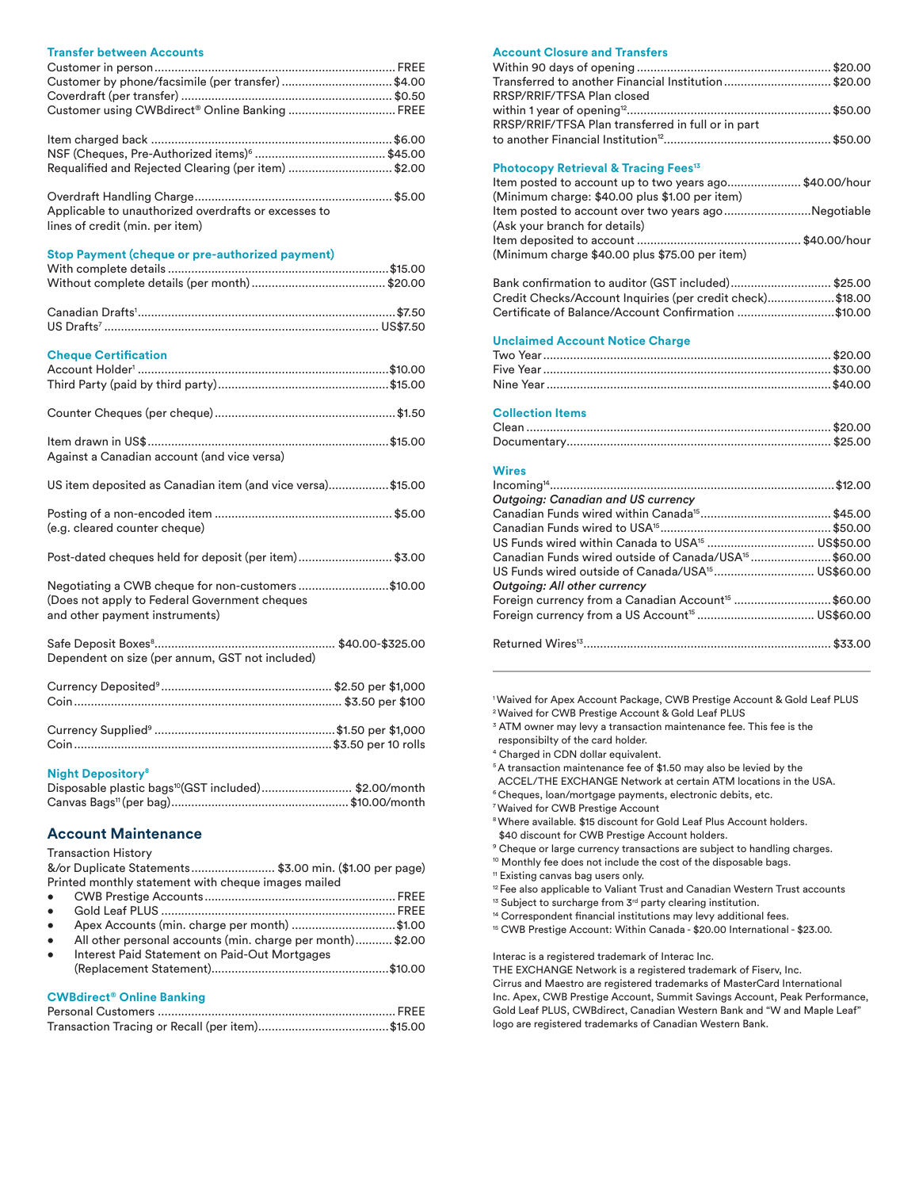### Transfer between Accounts

Customer in person ........ FREE
Customer by phone/facsimile (per transfer) ........ $4.00
Coverdraft (per transfer) ........ $0.50
Customer using CWBdirect® Online Banking ........ FREE

Item charged back ........ $6.00
NSF (Cheques, Pre-Authorized items)[6] ........ $45.00
Requalified and Rejected Clearing (per item) ........ $2.00

Overdraft Handling Charge ........ $5.00
Applicable to unauthorized overdrafts or excesses to lines of credit (min. per item)

### Stop Payment (cheque or pre-authorized payment)

With complete details ........ $15.00
Without complete details (per month) ........ $20.00

Canadian Drafts[1] ........ $7.50
US Drafts[7] ........ US$7.50

### Cheque Certification

Account Holder[1] ........ $10.00
Third Party (paid by third party) ........ $15.00

Counter Cheques (per cheque) ........ $1.50

Item drawn in US$ ........ $15.00
Against a Canadian account (and vice versa)

US item deposited as Canadian item (and vice versa) ........ $15.00

Posting of a non-encoded item ........ $5.00
(e.g. cleared counter cheque)

Post-dated cheques held for deposit (per item) ........ $3.00

Negotiating a CWB cheque for non-customers ........ $10.00
(Does not apply to Federal Government cheques and other payment instruments)

Safe Deposit Boxes[8] ........ $40.00-$325.00
Dependent on size (per annum, GST not included)

Currency Deposited[9] ........ $2.50 per $1,000
Coin ........ $3.50 per $100

Currency Supplied[9] ........ $1.50 per $1,000
Coin ........ $3.50 per 10 rolls

### Night Depository[8]

Disposable plastic bags[10] (GST included) ........ $2.00/month
Canvas Bags[11] (per bag) ........ $10.00/month

## Account Maintenance

Transaction History
&/or Duplicate Statements ........ $3.00 min. ($1.00 per page)
Printed monthly statement with cheque images mailed

- CWB Prestige Accounts ........ FREE
- Gold Leaf PLUS ........ FREE
- Apex Accounts (min. charge per month) ........ $1.00
- All other personal accounts (min. charge per month) ........ $2.00
- Interest Paid Statement on Paid-Out Mortgages (Replacement Statement) ........ $10.00

### CWBdirect® Online Banking

Personal Customers ........ FREE
Transaction Tracing or Recall (per item) ........ $15.00

### Account Closure and Transfers

Within 90 days of opening ........ $20.00
Transferred to another Financial Institution ........ $20.00
RRSP/RRIF/TFSA Plan closed within 1 year of opening[12] ........ $50.00
RRSP/RRIF/TFSA Plan transferred in full or in part to another Financial Institution[12] ........ $50.00

### Photocopy Retrieval & Tracing Fees[13]

Item posted to account up to two years ago ........ $40.00/hour
(Minimum charge: $40.00 plus $1.00 per item)
Item posted to account over two years ago ........ Negotiable
(Ask your branch for details)
Item deposited to account ........ $40.00/hour
(Minimum charge $40.00 plus $75.00 per item)

Bank confirmation to auditor (GST included) ........ $25.00
Credit Checks/Account Inquiries (per credit check) ........ $18.00
Certificate of Balance/Account Confirmation ........ $10.00

### Unclaimed Account Notice Charge

Two Year ........ $20.00
Five Year ........ $30.00
Nine Year ........ $40.00

### Collection Items

Clean ........ $20.00
Documentary ........ $25.00

### Wires

Incoming[14] ........ $12.00

*Outgoing: Canadian and US currency*

Canadian Funds wired within Canada[15] ........ $45.00
Canadian Funds wired to USA[15] ........ $50.00
US Funds wired within Canada to USA[15] ........ US$50.00
Canadian Funds wired outside of Canada/USA[15] ........ $60.00
US Funds wired outside of Canada/USA[15] ........ US$60.00

*Outgoing: All other currency*

Foreign currency from a Canadian Account[15] ........ $60.00
Foreign currency from a US Account[15] ........ US$60.00

Returned Wires[13] ........ $33.00

---

[1] Waived for Apex Account Package, CWB Prestige Account & Gold Leaf PLUS
[2] Waived for CWB Prestige Account & Gold Leaf PLUS
[3] ATM owner may levy a transaction maintenance fee. This fee is the responsibilty of the card holder.
[4] Charged in CDN dollar equivalent.
[5] A transaction maintenance fee of $1.50 may also be levied by the ACCEL/THE EXCHANGE Network at certain ATM locations in the USA.
[6] Cheques, loan/mortgage payments, electronic debits, etc.
[7] Waived for CWB Prestige Account
[8] Where available. $15 discount for Gold Leaf Plus Account holders. $40 discount for CWB Prestige Account holders.
[9] Cheque or large currency transactions are subject to handling charges.
[10] Monthly fee does not include the cost of the disposable bags.
[11] Existing canvas bag users only.
[12] Fee also applicable to Valiant Trust and Canadian Western Trust accounts
[13] Subject to surcharge from 3rd party clearing institution.
[14] Correspondent financial institutions may levy additional fees.
[15] CWB Prestige Account: Within Canada - $20.00 International - $23.00.

Interac is a registered trademark of Interac Inc.
THE EXCHANGE Network is a registered trademark of Fiserv, Inc.
Cirrus and Maestro are registered trademarks of MasterCard International Inc. Apex, CWB Prestige Account, Summit Savings Account, Peak Performance, Gold Leaf PLUS, CWBdirect, Canadian Western Bank and "W and Maple Leaf" logo are registered trademarks of Canadian Western Bank.